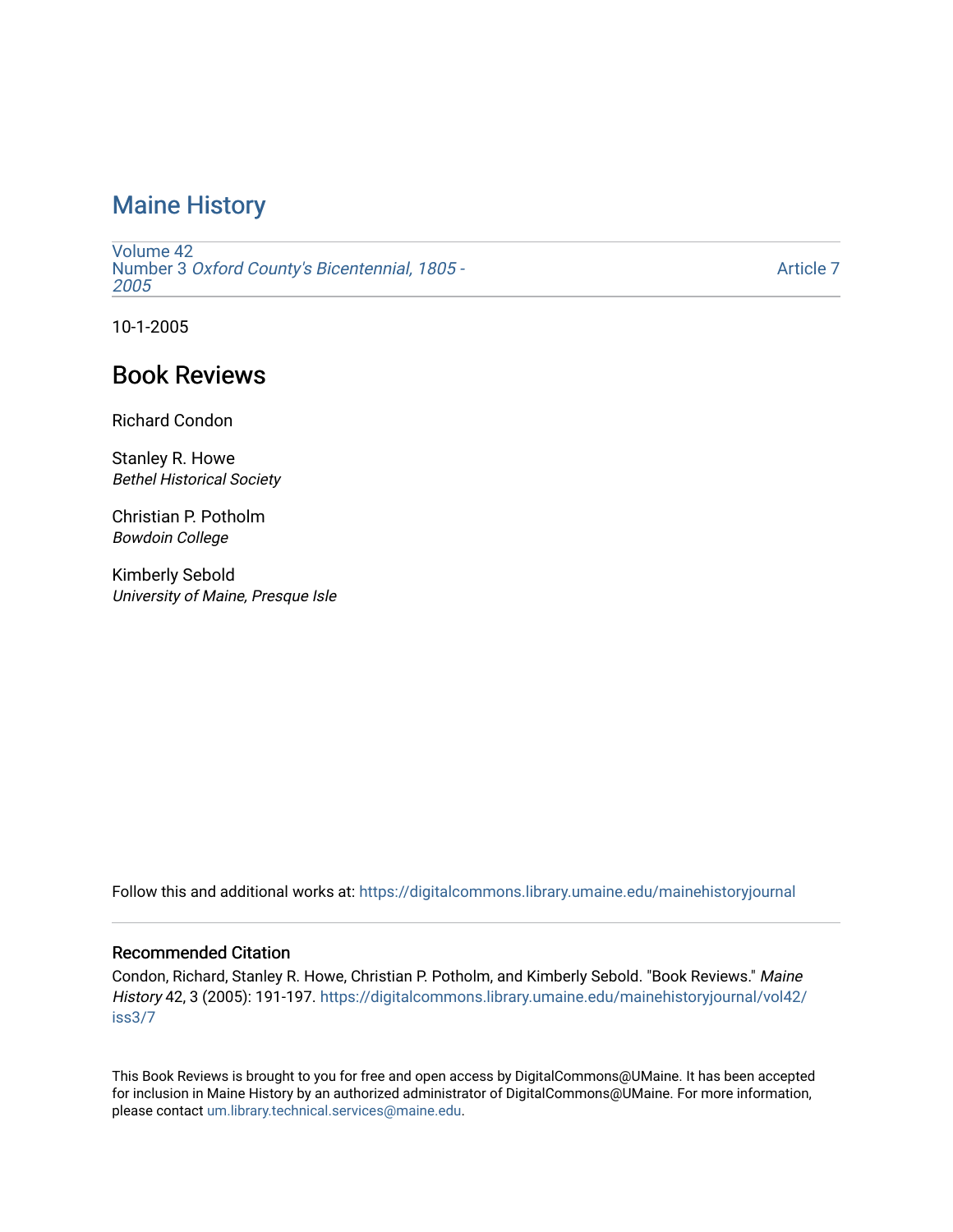# Maine History

Volume 42
Number 3 *Oxford County's Bicentennial, 1805 - 2005*

Article 7

10-1-2005

## Book Reviews

Richard Condon

Stanley R. Howe
*Bethel Historical Society*

Christian P. Potholm
*Bowdoin College*

Kimberly Sebold
*University of Maine, Presque Isle*

Follow this and additional works at: https://digitalcommons.library.umaine.edu/mainehistoryjournal

### Recommended Citation

Condon, Richard, Stanley R. Howe, Christian P. Potholm, and Kimberly Sebold. "Book Reviews." *Maine History* 42, 3 (2005): 191-197. https://digitalcommons.library.umaine.edu/mainehistoryjournal/vol42/iss3/7

This Book Reviews is brought to you for free and open access by DigitalCommons@UMaine. It has been accepted for inclusion in Maine History by an authorized administrator of DigitalCommons@UMaine. For more information, please contact um.library.technical.services@maine.edu.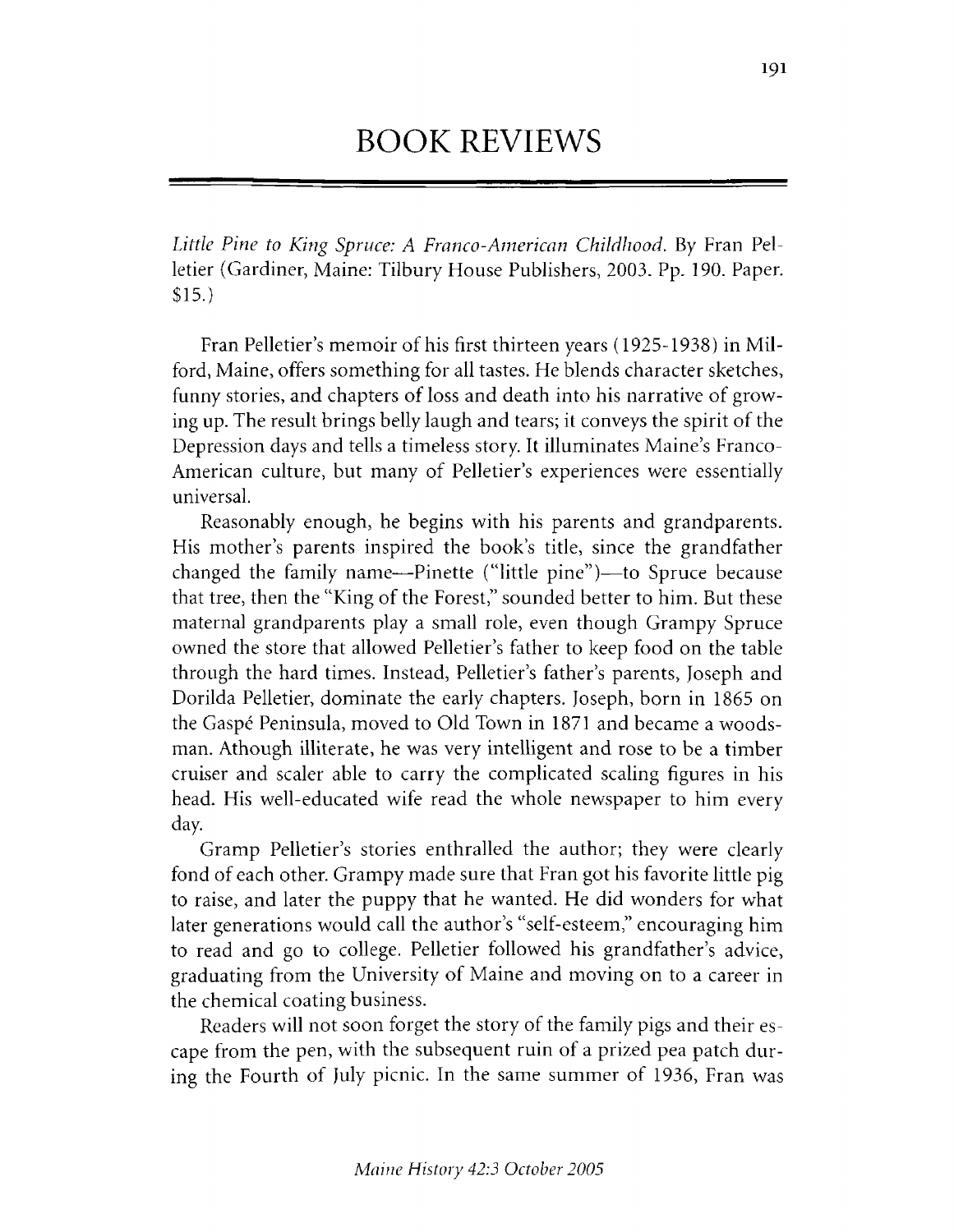# BOOK REVIEWS

*Little Pine to King Spruce: A Franco-American Childhood.* By Fran Pelletier (Gardiner, Maine: Tilbury House Publishers, 2003. Pp. 190. Paper. $15.)

Fran Pelletier's memoir of his first thirteen years (1925-1938) in Milford, Maine, offers something for all tastes. He blends character sketches, funny stories, and chapters of loss and death into his narrative of growing up. The result brings belly laugh and tears; it conveys the spirit of the Depression days and tells a timeless story. It illuminates Maine's Franco-American culture, but many of Pelletier's experiences were essentially universal.

Reasonably enough, he begins with his parents and grandparents. His mother's parents inspired the book's title, since the grandfather changed the family name—Pinette ("little pine")—to Spruce because that tree, then the "King of the Forest," sounded better to him. But these maternal grandparents play a small role, even though Grampy Spruce owned the store that allowed Pelletier's father to keep food on the table through the hard times. Instead, Pelletier's father's parents, Joseph and Dorilda Pelletier, dominate the early chapters. Joseph, born in 1865 on the Gaspé Peninsula, moved to Old Town in 1871 and became a woodsman. Athough illiterate, he was very intelligent and rose to be a timber cruiser and scaler able to carry the complicated scaling figures in his head. His well-educated wife read the whole newspaper to him every day.

Gramp Pelletier's stories enthralled the author; they were clearly fond of each other. Grampy made sure that Fran got his favorite little pig to raise, and later the puppy that he wanted. He did wonders for what later generations would call the author's "self-esteem," encouraging him to read and go to college. Pelletier followed his grandfather's advice, graduating from the University of Maine and moving on to a career in the chemical coating business.

Readers will not soon forget the story of the family pigs and their escape from the pen, with the subsequent ruin of a prized pea patch during the Fourth of July picnic. In the same summer of 1936, Fran was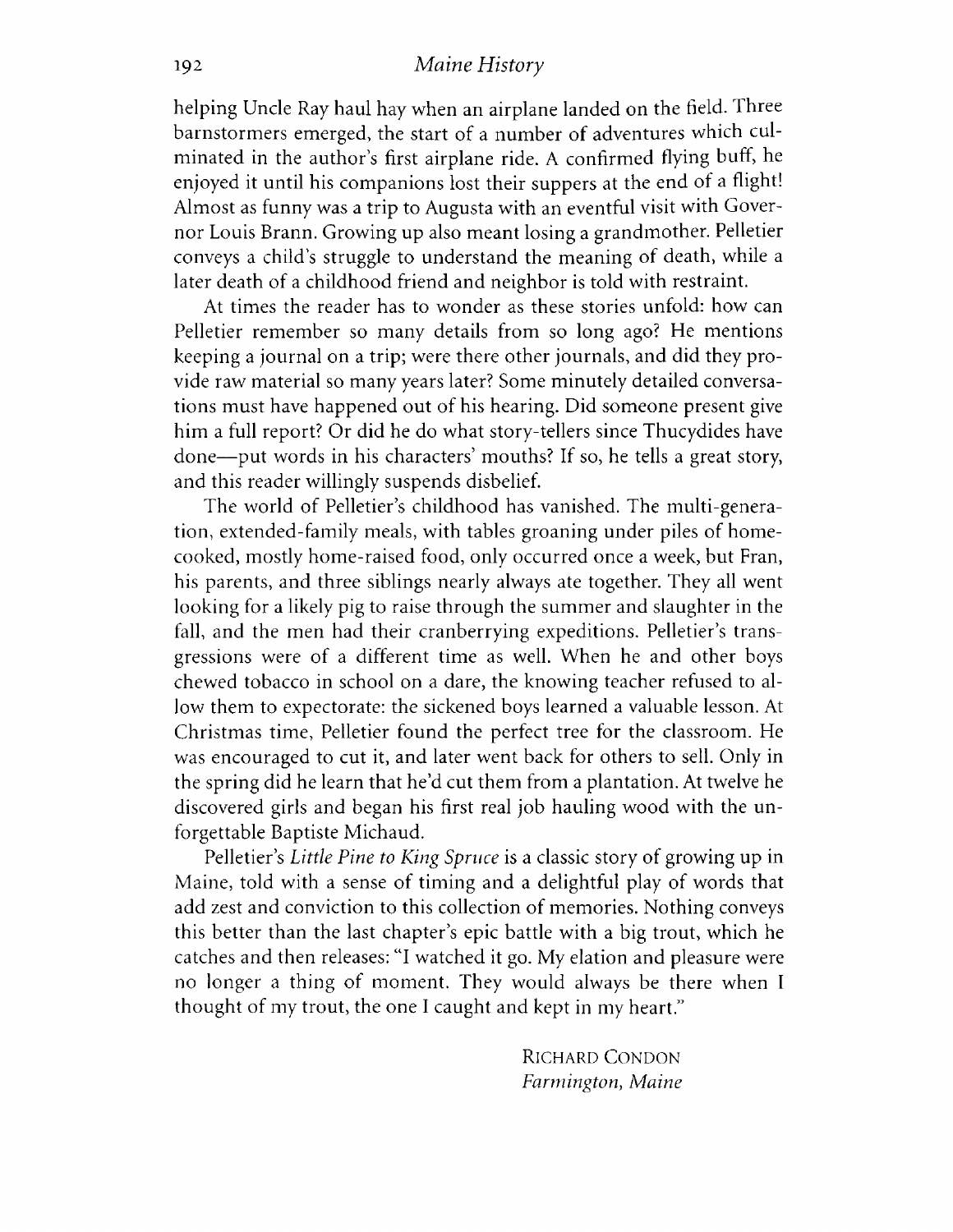helping Uncle Ray haul hay when an airplane landed on the field. Three barnstormers emerged, the start of a number of adventures which culminated in the author's first airplane ride. A confirmed flying buff, he enjoyed it until his companions lost their suppers at the end of a flight! Almost as funny was a trip to Augusta with an eventful visit with Governor Louis Brann. Growing up also meant losing a grandmother. Pelletier conveys a child's struggle to understand the meaning of death, while a later death of a childhood friend and neighbor is told with restraint.

At times the reader has to wonder as these stories unfold: how can Pelletier remember so many details from so long ago? He mentions keeping a journal on a trip; were there other journals, and did they provide raw material so many years later? Some minutely detailed conversations must have happened out of his hearing. Did someone present give him a full report? Or did he do what story-tellers since Thucydides have done—put words in his characters' mouths? If so, he tells a great story, and this reader willingly suspends disbelief.

The world of Pelletier's childhood has vanished. The multi-generation, extended-family meals, with tables groaning under piles of home-cooked, mostly home-raised food, only occurred once a week, but Fran, his parents, and three siblings nearly always ate together. They all went looking for a likely pig to raise through the summer and slaughter in the fall, and the men had their cranberrying expeditions. Pelletier's transgressions were of a different time as well. When he and other boys chewed tobacco in school on a dare, the knowing teacher refused to allow them to expectorate: the sickened boys learned a valuable lesson. At Christmas time, Pelletier found the perfect tree for the classroom. He was encouraged to cut it, and later went back for others to sell. Only in the spring did he learn that he'd cut them from a plantation. At twelve he discovered girls and began his first real job hauling wood with the unforgettable Baptiste Michaud.

Pelletier's *Little Pine to King Spruce* is a classic story of growing up in Maine, told with a sense of timing and a delightful play of words that add zest and conviction to this collection of memories. Nothing conveys this better than the last chapter's epic battle with a big trout, which he catches and then releases: "I watched it go. My elation and pleasure were no longer a thing of moment. They would always be there when I thought of my trout, the one I caught and kept in my heart."

RICHARD CONDON
*Farmington, Maine*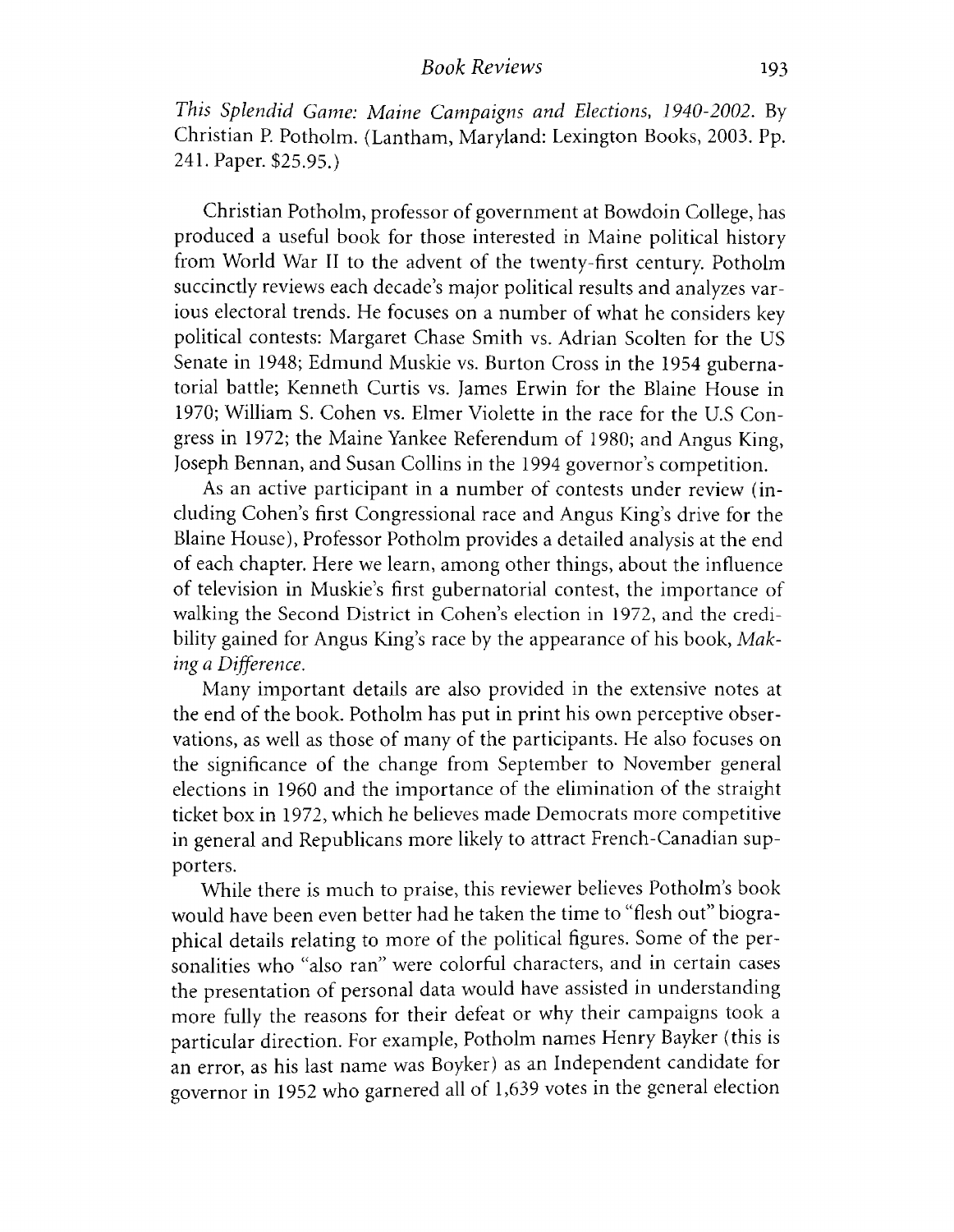*This Splendid Game: Maine Campaigns and Elections, 1940-2002*. By Christian P. Potholm. (Lantham, Maryland: Lexington Books, 2003. Pp. 241. Paper. $25.95.)

Christian Potholm, professor of government at Bowdoin College, has produced a useful book for those interested in Maine political history from World War II to the advent of the twenty-first century. Potholm succinctly reviews each decade's major political results and analyzes various electoral trends. He focuses on a number of what he considers key political contests: Margaret Chase Smith vs. Adrian Scolten for the US Senate in 1948; Edmund Muskie vs. Burton Cross in the 1954 gubernatorial battle; Kenneth Curtis vs. James Erwin for the Blaine House in 1970; William S. Cohen vs. Elmer Violette in the race for the U.S Congress in 1972; the Maine Yankee Referendum of 1980; and Angus King, Joseph Bennan, and Susan Collins in the 1994 governor's competition.

As an active participant in a number of contests under review (including Cohen's first Congressional race and Angus King's drive for the Blaine House), Professor Potholm provides a detailed analysis at the end of each chapter. Here we learn, among other things, about the influence of television in Muskie's first gubernatorial contest, the importance of walking the Second District in Cohen's election in 1972, and the credibility gained for Angus King's race by the appearance of his book, *Making a Difference*.

Many important details are also provided in the extensive notes at the end of the book. Potholm has put in print his own perceptive observations, as well as those of many of the participants. He also focuses on the significance of the change from September to November general elections in 1960 and the importance of the elimination of the straight ticket box in 1972, which he believes made Democrats more competitive in general and Republicans more likely to attract French-Canadian supporters.

While there is much to praise, this reviewer believes Potholm's book would have been even better had he taken the time to "flesh out" biographical details relating to more of the political figures. Some of the personalities who "also ran" were colorful characters, and in certain cases the presentation of personal data would have assisted in understanding more fully the reasons for their defeat or why their campaigns took a particular direction. For example, Potholm names Henry Bayker (this is an error, as his last name was Boyker) as an Independent candidate for governor in 1952 who garnered all of 1,639 votes in the general election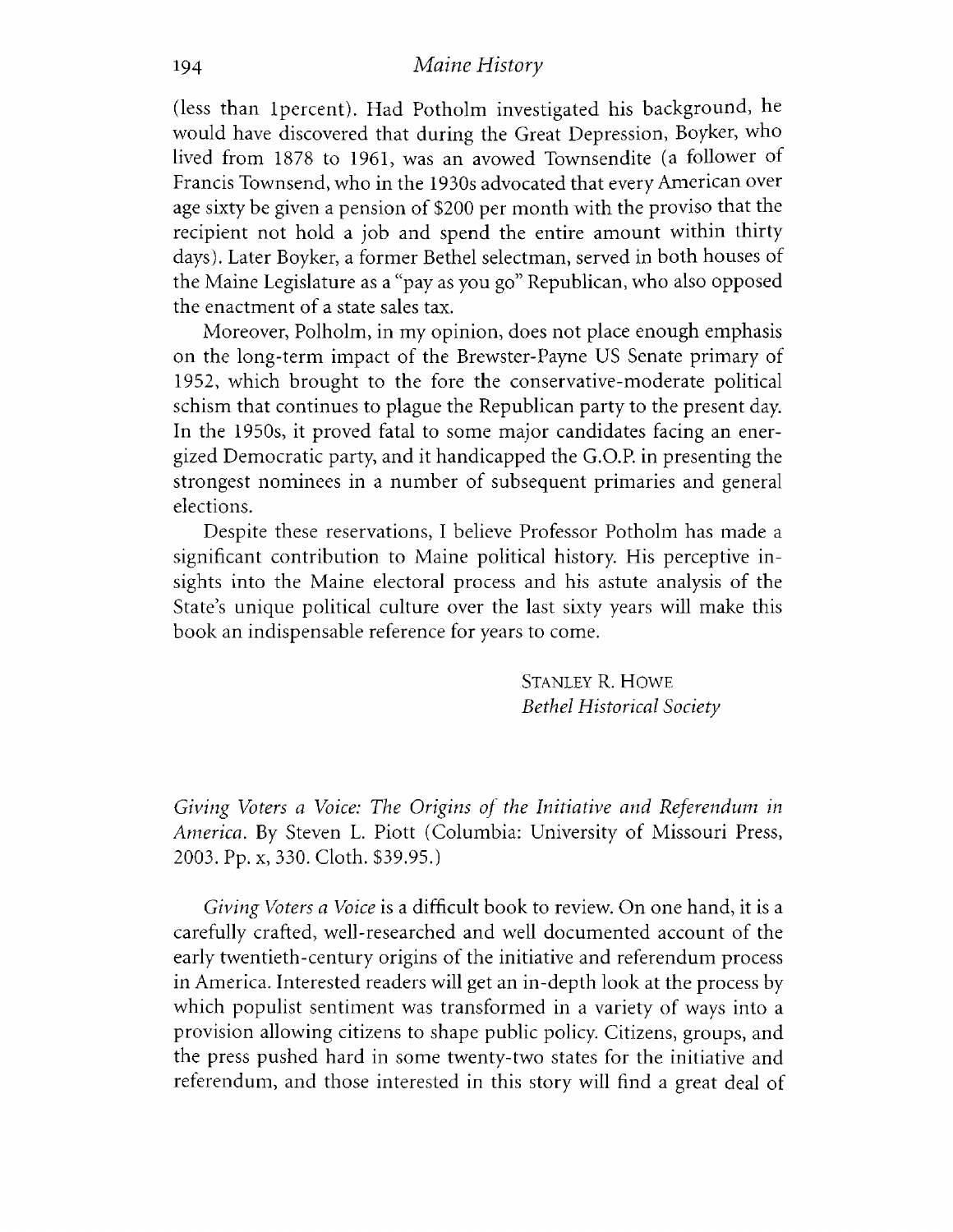(less than 1percent). Had Potholm investigated his background, he would have discovered that during the Great Depression, Boyker, who lived from 1878 to 1961, was an avowed Townsendite (a follower of Francis Townsend, who in the 1930s advocated that every American over age sixty be given a pension of $200 per month with the proviso that the recipient not hold a job and spend the entire amount within thirty days). Later Boyker, a former Bethel selectman, served in both houses of the Maine Legislature as a "pay as you go" Republican, who also opposed the enactment of a state sales tax.

Moreover, Polholm, in my opinion, does not place enough emphasis on the long-term impact of the Brewster-Payne US Senate primary of 1952, which brought to the fore the conservative-moderate political schism that continues to plague the Republican party to the present day. In the 1950s, it proved fatal to some major candidates facing an energized Democratic party, and it handicapped the G.O.P. in presenting the strongest nominees in a number of subsequent primaries and general elections.

Despite these reservations, I believe Professor Potholm has made a significant contribution to Maine political history. His perceptive insights into the Maine electoral process and his astute analysis of the State's unique political culture over the last sixty years will make this book an indispensable reference for years to come.

STANLEY R. HOWE
*Bethel Historical Society*

*Giving Voters a Voice: The Origins of the Initiative and Referendum in America*. By Steven L. Piott (Columbia: University of Missouri Press, 2003. Pp. x, 330. Cloth. $39.95.)

*Giving Voters a Voice* is a difficult book to review. On one hand, it is a carefully crafted, well-researched and well documented account of the early twentieth-century origins of the initiative and referendum process in America. Interested readers will get an in-depth look at the process by which populist sentiment was transformed in a variety of ways into a provision allowing citizens to shape public policy. Citizens, groups, and the press pushed hard in some twenty-two states for the initiative and referendum, and those interested in this story will find a great deal of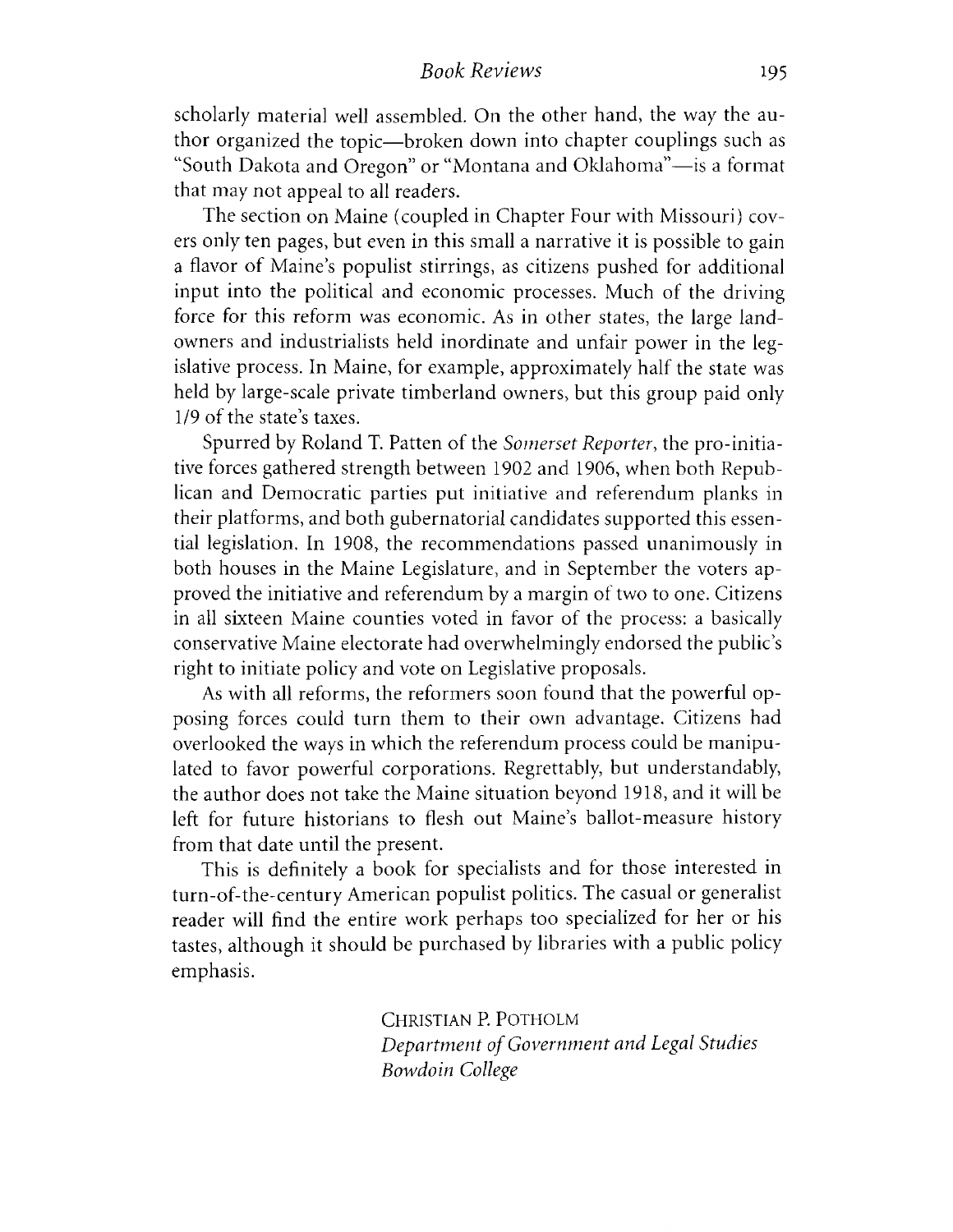scholarly material well assembled. On the other hand, the way the author organized the topic—broken down into chapter couplings such as "South Dakota and Oregon" or "Montana and Oklahoma"—is a format that may not appeal to all readers.

The section on Maine (coupled in Chapter Four with Missouri) covers only ten pages, but even in this small a narrative it is possible to gain a flavor of Maine's populist stirrings, as citizens pushed for additional input into the political and economic processes. Much of the driving force for this reform was economic. As in other states, the large landowners and industrialists held inordinate and unfair power in the legislative process. In Maine, for example, approximately half the state was held by large-scale private timberland owners, but this group paid only 1/9 of the state's taxes.

Spurred by Roland T. Patten of the *Somerset Reporter*, the pro-initiative forces gathered strength between 1902 and 1906, when both Republican and Democratic parties put initiative and referendum planks in their platforms, and both gubernatorial candidates supported this essential legislation. In 1908, the recommendations passed unanimously in both houses in the Maine Legislature, and in September the voters approved the initiative and referendum by a margin of two to one. Citizens in all sixteen Maine counties voted in favor of the process: a basically conservative Maine electorate had overwhelmingly endorsed the public's right to initiate policy and vote on Legislative proposals.

As with all reforms, the reformers soon found that the powerful opposing forces could turn them to their own advantage. Citizens had overlooked the ways in which the referendum process could be manipulated to favor powerful corporations. Regrettably, but understandably, the author does not take the Maine situation beyond 1918, and it will be left for future historians to flesh out Maine's ballot-measure history from that date until the present.

This is definitely a book for specialists and for those interested in turn-of-the-century American populist politics. The casual or generalist reader will find the entire work perhaps too specialized for her or his tastes, although it should be purchased by libraries with a public policy emphasis.

CHRISTIAN P. POTHOLM
*Department of Government and Legal Studies*
*Bowdoin College*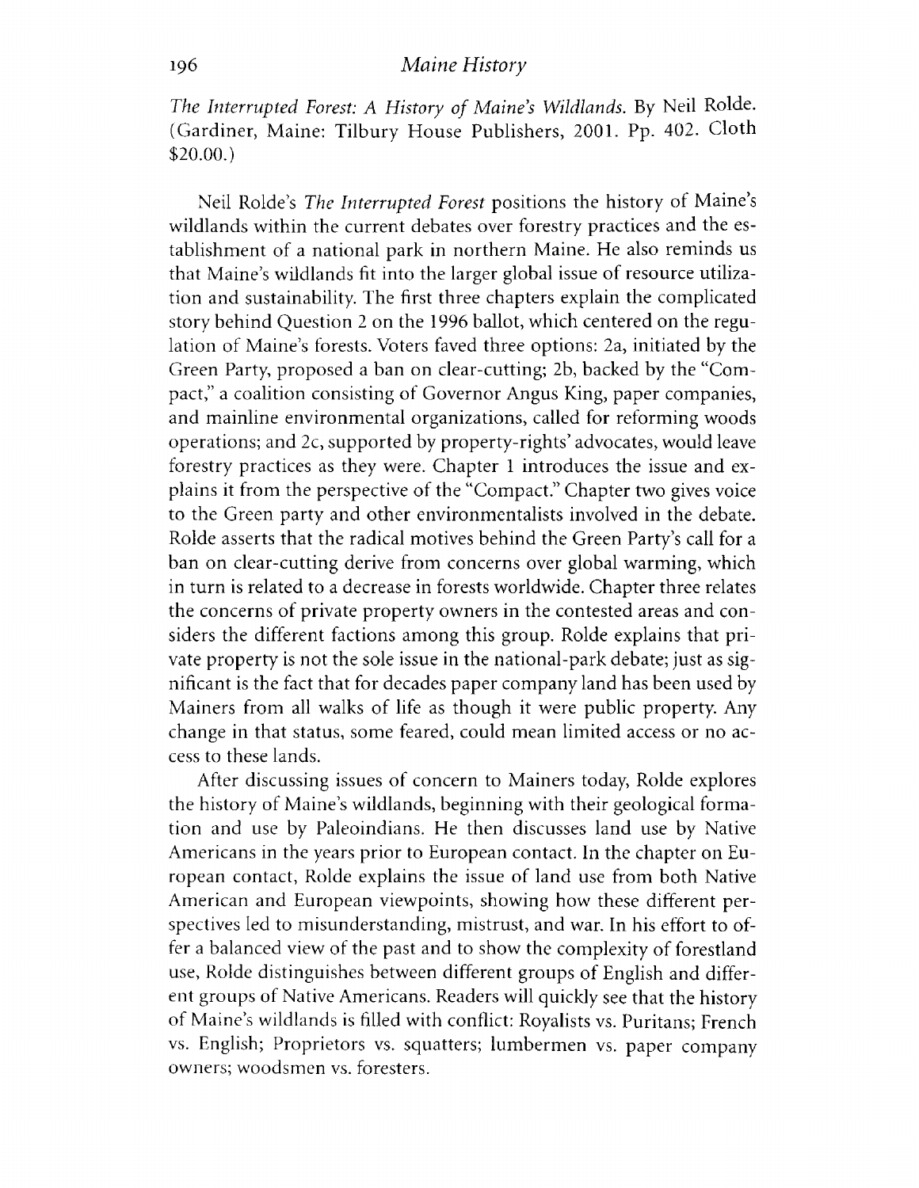*The Interrupted Forest: A History of Maine's Wildlands*. By Neil Rolde. (Gardiner, Maine: Tilbury House Publishers, 2001. Pp. 402. Cloth $20.00.)

Neil Rolde's *The Interrupted Forest* positions the history of Maine's wildlands within the current debates over forestry practices and the establishment of a national park in northern Maine. He also reminds us that Maine's wildlands fit into the larger global issue of resource utilization and sustainability. The first three chapters explain the complicated story behind Question 2 on the 1996 ballot, which centered on the regulation of Maine's forests. Voters faved three options: 2a, initiated by the Green Party, proposed a ban on clear-cutting; 2b, backed by the "Compact," a coalition consisting of Governor Angus King, paper companies, and mainline environmental organizations, called for reforming woods operations; and 2c, supported by property-rights' advocates, would leave forestry practices as they were. Chapter 1 introduces the issue and explains it from the perspective of the "Compact." Chapter two gives voice to the Green party and other environmentalists involved in the debate. Rolde asserts that the radical motives behind the Green Party's call for a ban on clear-cutting derive from concerns over global warming, which in turn is related to a decrease in forests worldwide. Chapter three relates the concerns of private property owners in the contested areas and considers the different factions among this group. Rolde explains that private property is not the sole issue in the national-park debate; just as significant is the fact that for decades paper company land has been used by Mainers from all walks of life as though it were public property. Any change in that status, some feared, could mean limited access or no access to these lands.

After discussing issues of concern to Mainers today, Rolde explores the history of Maine's wildlands, beginning with their geological formation and use by Paleoindians. He then discusses land use by Native Americans in the years prior to European contact. In the chapter on European contact, Rolde explains the issue of land use from both Native American and European viewpoints, showing how these different perspectives led to misunderstanding, mistrust, and war. In his effort to offer a balanced view of the past and to show the complexity of forestland use, Rolde distinguishes between different groups of English and different groups of Native Americans. Readers will quickly see that the history of Maine's wildlands is filled with conflict: Royalists vs. Puritans; French vs. English; Proprietors vs. squatters; lumbermen vs. paper company owners; woodsmen vs. foresters.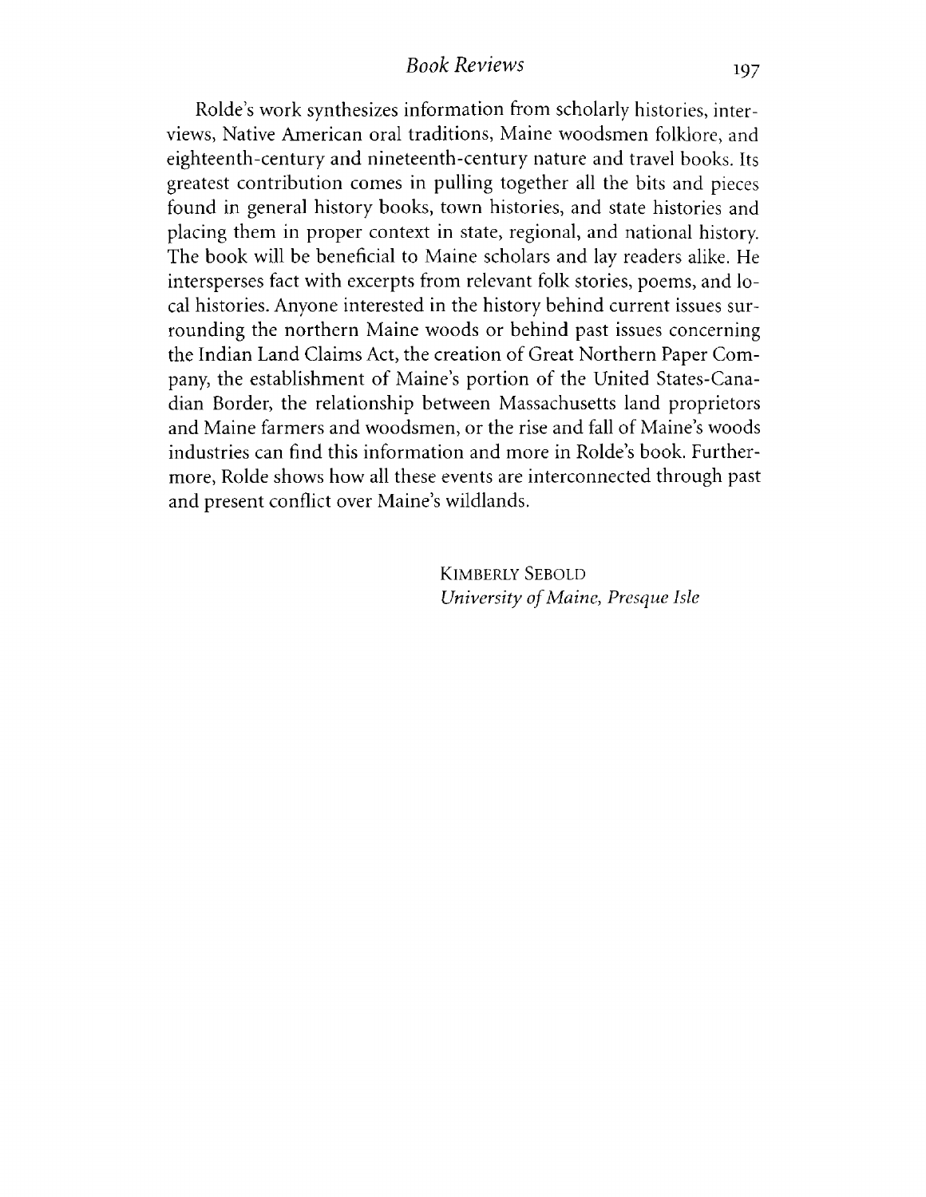Rolde's work synthesizes information from scholarly histories, interviews, Native American oral traditions, Maine woodsmen folklore, and eighteenth-century and nineteenth-century nature and travel books. Its greatest contribution comes in pulling together all the bits and pieces found in general history books, town histories, and state histories and placing them in proper context in state, regional, and national history. The book will be beneficial to Maine scholars and lay readers alike. He intersperses fact with excerpts from relevant folk stories, poems, and local histories. Anyone interested in the history behind current issues surrounding the northern Maine woods or behind past issues concerning the Indian Land Claims Act, the creation of Great Northern Paper Company, the establishment of Maine's portion of the United States-Canadian Border, the relationship between Massachusetts land proprietors and Maine farmers and woodsmen, or the rise and fall of Maine's woods industries can find this information and more in Rolde's book. Furthermore, Rolde shows how all these events are interconnected through past and present conflict over Maine's wildlands.

KIMBERLY SEBOLD
*University of Maine, Presque Isle*